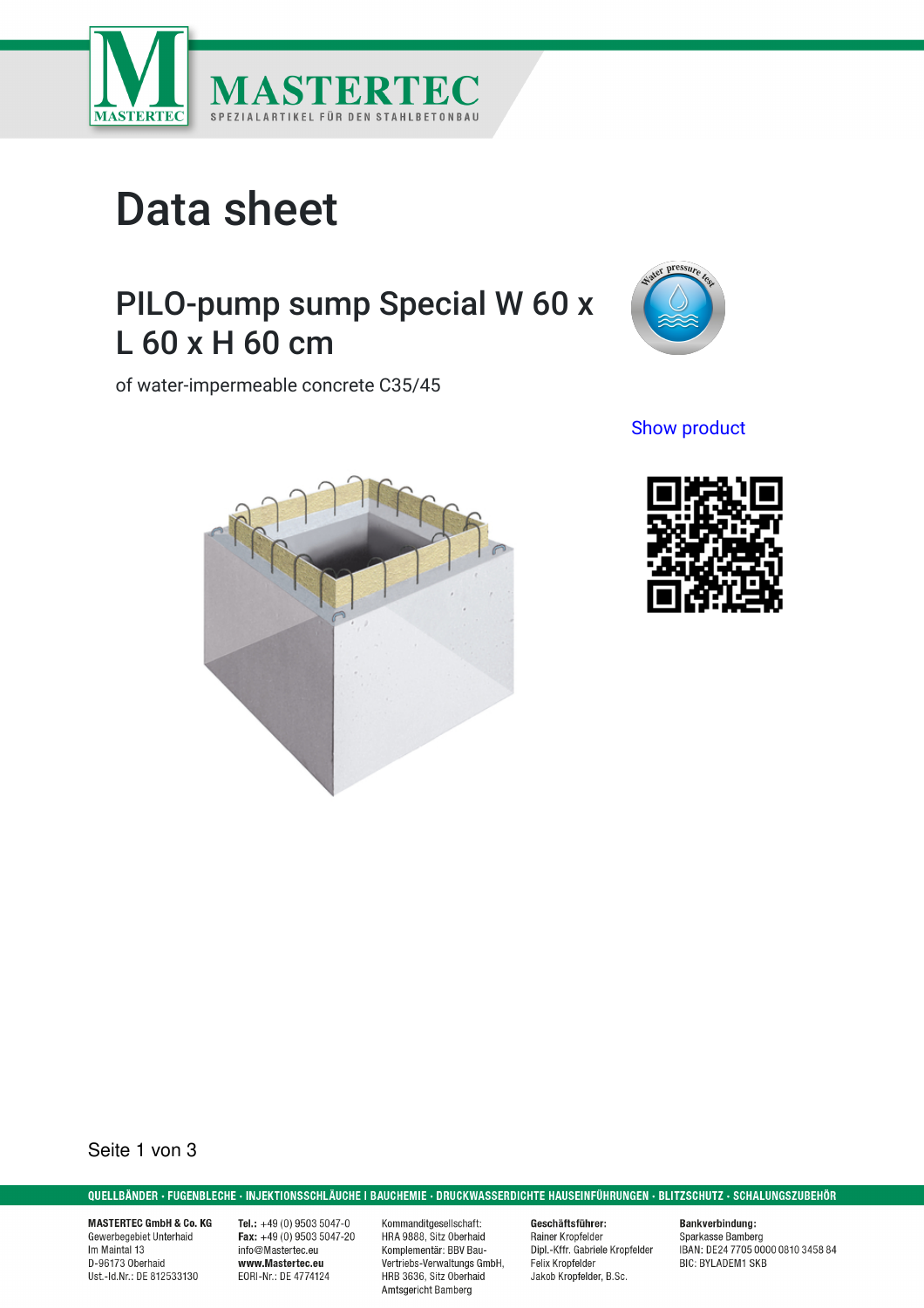# Data sheet

## PILO-pump sump Special W 60 x L 60 x H 60 cm

of water-impermeable concrete C35/45

Show product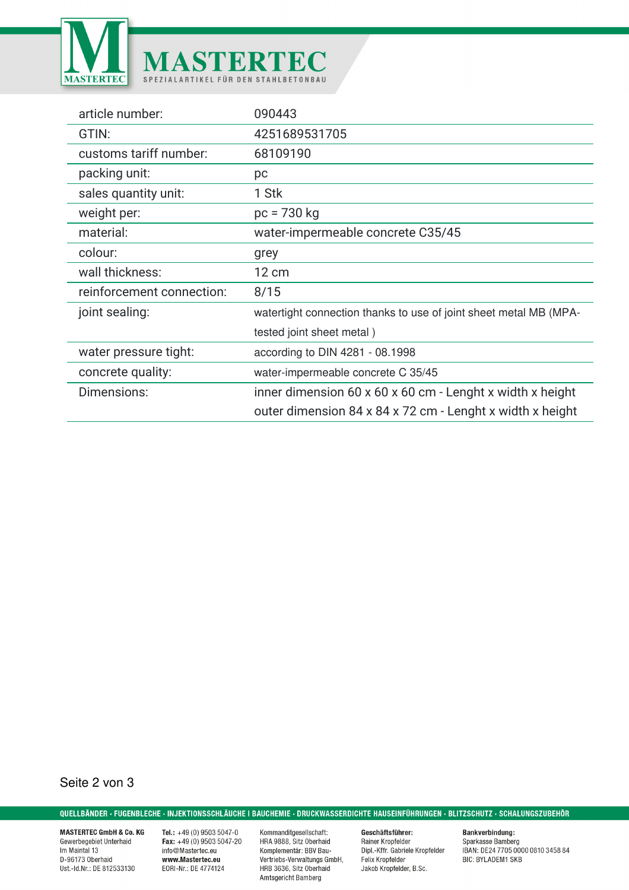| | |
|---|---|
| article number: | 090443 |
| GTIN: | 4251689531705 |
| customs tariff number: | 68109190 |
| packing unit: | pc |
| sales quantity unit: | 1 Stk |
| weight per: | pc = 730 kg |
| material: | water-impermeable concrete C35/45 |
| colour: | grey |
| wall thickness: | 12 cm |
| reinforcement connection: | 8/15 |
| joint sealing: | watertight connection thanks to use of joint sheet metal MB (MPA-tested joint sheet metal ) |
| water pressure tight: | according to DIN 4281 - 08.1998 |
| concrete quality: | water-impermeable concrete C 35/45 |
| Dimensions: | inner dimension 60 x 60 x 60 cm - Lenght x width x height<br>outer dimension 84 x 84 x 72 cm - Lenght x width x height |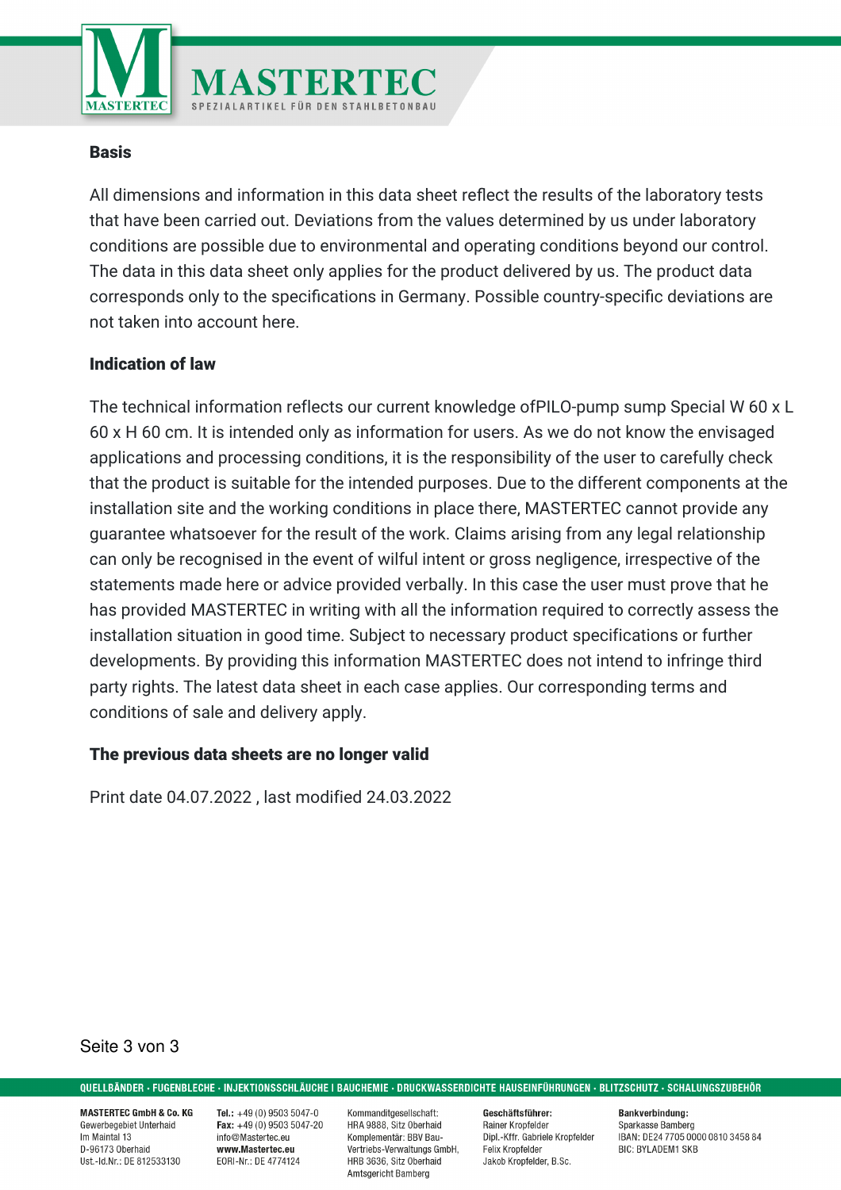## Basis

All dimensions and information in this data sheet reflect the results of the laboratory tests that have been carried out. Deviations from the values determined by us under laboratory conditions are possible due to environmental and operating conditions beyond our control. The data in this data sheet only applies for the product delivered by us. The product data corresponds only to the specifications in Germany. Possible country-specific deviations are not taken into account here.

## Indication of law

The technical information reflects our current knowledge ofPILO-pump sump Special W 60 x L 60 x H 60 cm. It is intended only as information for users. As we do not know the envisaged applications and processing conditions, it is the responsibility of the user to carefully check that the product is suitable for the intended purposes. Due to the different components at the installation site and the working conditions in place there, MASTERTEC cannot provide any guarantee whatsoever for the result of the work. Claims arising from any legal relationship can only be recognised in the event of wilful intent or gross negligence, irrespective of the statements made here or advice provided verbally. In this case the user must prove that he has provided MASTERTEC in writing with all the information required to correctly assess the installation situation in good time. Subject to necessary product specifications or further developments. By providing this information MASTERTEC does not intend to infringe third party rights. The latest data sheet in each case applies. Our corresponding terms and conditions of sale and delivery apply.

## The previous data sheets are no longer valid

Print date 04.07.2022 , last modified 24.03.2022